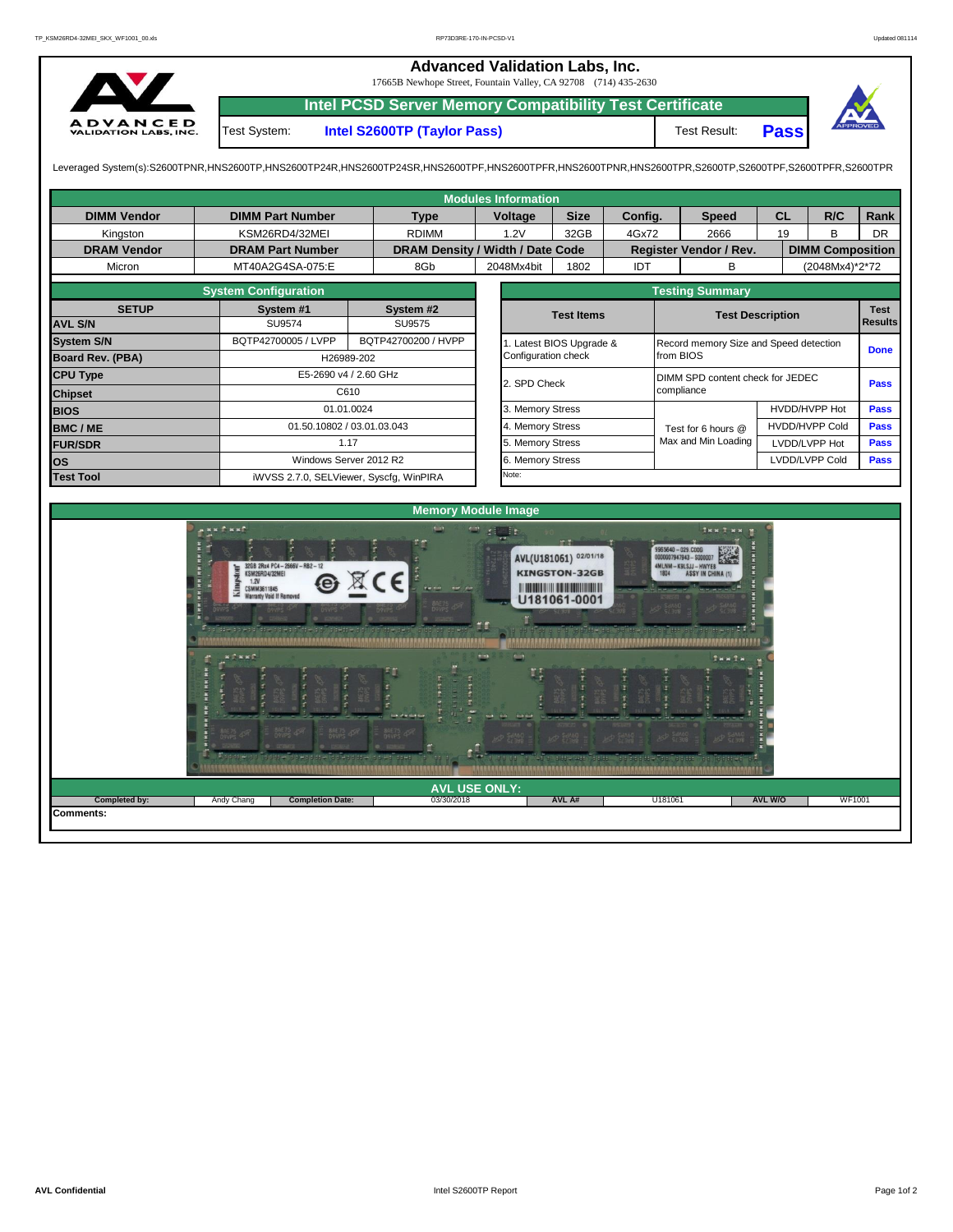# Advanced Validation Labs, Inc.

17665B Newhope Street, Fountain Valley, CA 92708 (714) 435-2630

## Intel PCSD Server Memory Compatibility Test Certificate

Test System: **Intel S2600TP (Taylor Pass)** Test Result: **Pass**

Leveraged System(s):S2600TPNR,HNS2600TP,HNS2600TP24R,HNS2600TP24SR,HNS2600TPF,HNS2600TPFR,HNS2600TPNR,HNS2600TPR,S2600TP,S2600TPF,S2600TPFR,S2600TPR

### Modules Information

| DIMM Vendor | DIMM Part Number | Type | Voltage | Size | Config. | Speed | CL | R/C | Rank |
|---|---|---|---|---|---|---|---|---|---|
| Kingston | KSM26RD4/32MEI | RDIMM | 1.2V | 32GB | 4Gx72 | 2666 | 19 | B | DR |
| **DRAM Vendor** | **DRAM Part Number** | **DRAM Density / Width / Date Code** | | | **Register Vendor / Rev.** | | **DIMM Composition** | | |
| Micron | MT40A2G4SA-075:E | 8Gb | 2048Mx4bit | 1802 | IDT | B | (2048Mx4)*2*72 | | |

### System Configuration

| SETUP | System #1 | System #2 |
|---|---|---|
| AVL S/N | SU9574 | SU9575 |
| System S/N | BQTP42700005 / LVPP | BQTP42700200 / HVPP |
| Board Rev. (PBA) | H26989-202 | |
| CPU Type | E5-2690 v4 / 2.60 GHz | |
| Chipset | C610 | |
| BIOS | 01.01.0024 | |
| BMC / ME | 01.50.10802 / 03.01.03.043 | |
| FUR/SDR | 1.17 | |
| OS | Windows Server 2012 R2 | |
| Test Tool | iWVSS 2.7.0, SELViewer, Syscfg, WinPIRA | |

### Testing Summary

| Test Items | Test Description | | Test Results |
|---|---|---|---|
| 1. Latest BIOS Upgrade & Configuration check | Record memory Size and Speed detection from BIOS | | Done |
| 2. SPD Check | DIMM SPD content check for JEDEC compliance | | Pass |
| 3. Memory Stress | Test for 6 hours @ Max and Min Loading | HVDD/HVPP Hot | Pass |
| 4. Memory Stress | | HVDD/HVPP Cold | Pass |
| 5. Memory Stress | | LVDD/LVPP Hot | Pass |
| 6. Memory Stress | | LVDD/LVPP Cold | Pass |
| Note: | | | |

### Memory Module Image

### AVL USE ONLY:

| Completed by: | Andy Chang | Completion Date: | 03/30/2018 | AVL A# | U181061 | AVL W/O | WF1001 |
|---|---|---|---|---|---|---|---|

**Comments:**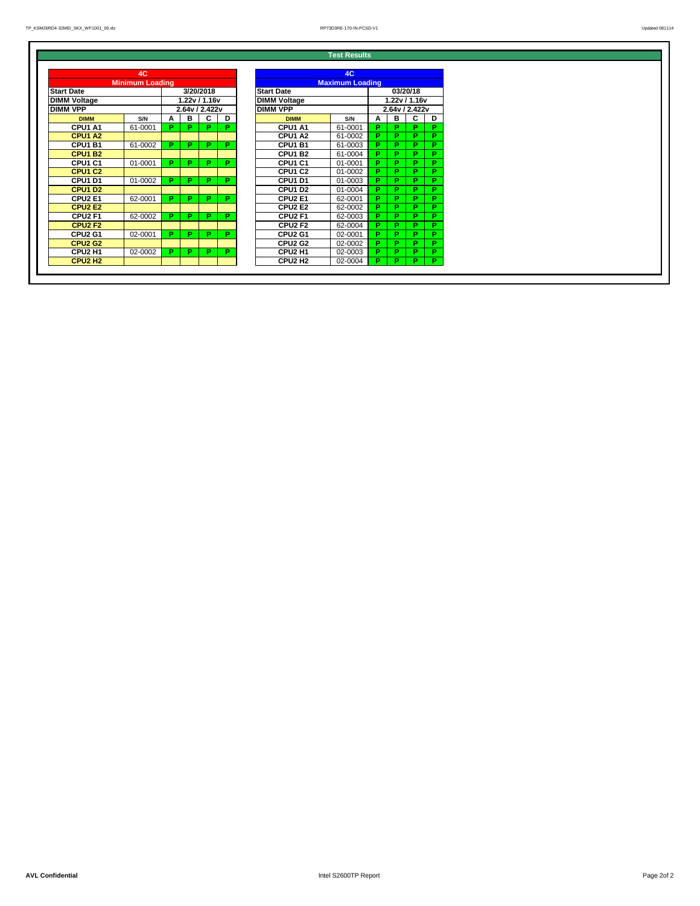## Test Results

| 4C Minimum Loading | | | | | |
|---|---|---|---|---|---|
| Start Date | | 3/20/2018 | | | |
| DIMM Voltage | | 1.22v / 1.16v | | | |
| DIMM VPP | | 2.64v / 2.422v | | | |
| DIMM | S/N | A | B | C | D |
| CPU1 A1 | 61-0001 | P | P | P | P |
| CPU1 A2 | | | | | |
| CPU1 B1 | 61-0002 | P | P | P | P |
| CPU1 B2 | | | | | |
| CPU1 C1 | 01-0001 | P | P | P | P |
| CPU1 C2 | | | | | |
| CPU1 D1 | 01-0002 | P | P | P | P |
| CPU1 D2 | | | | | |
| CPU2 E1 | 62-0001 | P | P | P | P |
| CPU2 E2 | | | | | |
| CPU2 F1 | 62-0002 | P | P | P | P |
| CPU2 F2 | | | | | |
| CPU2 G1 | 02-0001 | P | P | P | P |
| CPU2 G2 | | | | | |
| CPU2 H1 | 02-0002 | P | P | P | P |
| CPU2 H2 | | | | | |

| 4C Maximum Loading | | | | | |
|---|---|---|---|---|---|
| Start Date | | 03/20/18 | | | |
| DIMM Voltage | | 1.22v / 1.16v | | | |
| DIMM VPP | | 2.64v / 2.422v | | | |
| DIMM | S/N | A | B | C | D |
| CPU1 A1 | 61-0001 | P | P | P | P |
| CPU1 A2 | 61-0002 | P | P | P | P |
| CPU1 B1 | 61-0003 | P | P | P | P |
| CPU1 B2 | 61-0004 | P | P | P | P |
| CPU1 C1 | 01-0001 | P | P | P | P |
| CPU1 C2 | 01-0002 | P | P | P | P |
| CPU1 D1 | 01-0003 | P | P | P | P |
| CPU1 D2 | 01-0004 | P | P | P | P |
| CPU2 E1 | 62-0001 | P | P | P | P |
| CPU2 E2 | 62-0002 | P | P | P | P |
| CPU2 F1 | 62-0003 | P | P | P | P |
| CPU2 F2 | 62-0004 | P | P | P | P |
| CPU2 G1 | 02-0001 | P | P | P | P |
| CPU2 G2 | 02-0002 | P | P | P | P |
| CPU2 H1 | 02-0003 | P | P | P | P |
| CPU2 H2 | 02-0004 | P | P | P | P |